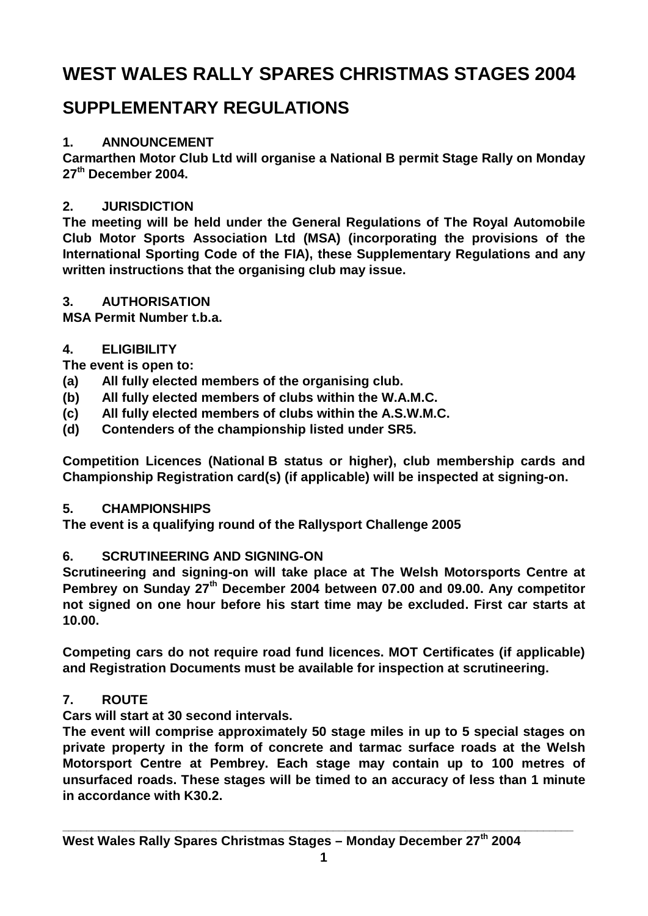# WEST WALES RALLY SPARES CHRISTMAS STAGES 2004

## SUPPLEMENTARY REGULATIONS

### 1. ANNOUNCEMENT

**Carmarthen Motor Club Ltd will organise a National B permit Stage Rally on Monday 27th December 2004.**

### 2. JURISDICTION

**The meeting will be held under the General Regulations of The Royal Automobile Club Motor Sports Association Ltd (MSA) (incorporating the provisions of the International Sporting Code of the FIA), these Supplementary Regulations and any written instructions that the organising club may issue.**

### 3. AUTHORISATION

**MSA Permit Number t.b.a.**

### 4. ELIGIBILITY

**The event is open to:**

**(a) All fully elected members of the organising club.**
**(b) All fully elected members of clubs within the W.A.M.C.**
**(c) All fully elected members of clubs within the A.S.W.M.C.**
**(d) Contenders of the championship listed under SR5.**

**Competition Licences (National B status or higher), club membership cards and Championship Registration card(s) (if applicable) will be inspected at signing-on.**

### 5. CHAMPIONSHIPS

**The event is a qualifying round of the Rallysport Challenge 2005**

### 6. SCRUTINEERING AND SIGNING-ON

**Scrutineering and signing-on will take place at The Welsh Motorsports Centre at Pembrey on Sunday 27th December 2004 between 07.00 and 09.00. Any competitor not signed on one hour before his start time may be excluded. First car starts at 10.00.**

**Competing cars do not require road fund licences. MOT Certificates (if applicable) and Registration Documents must be available for inspection at scrutineering.**

### 7. ROUTE

**Cars will start at 30 second intervals.**

**The event will comprise approximately 50 stage miles in up to 5 special stages on private property in the form of concrete and tarmac surface roads at the Welsh Motorsport Centre at Pembrey. Each stage may contain up to 100 metres of unsurfaced roads. These stages will be timed to an accuracy of less than 1 minute in accordance with K30.2.**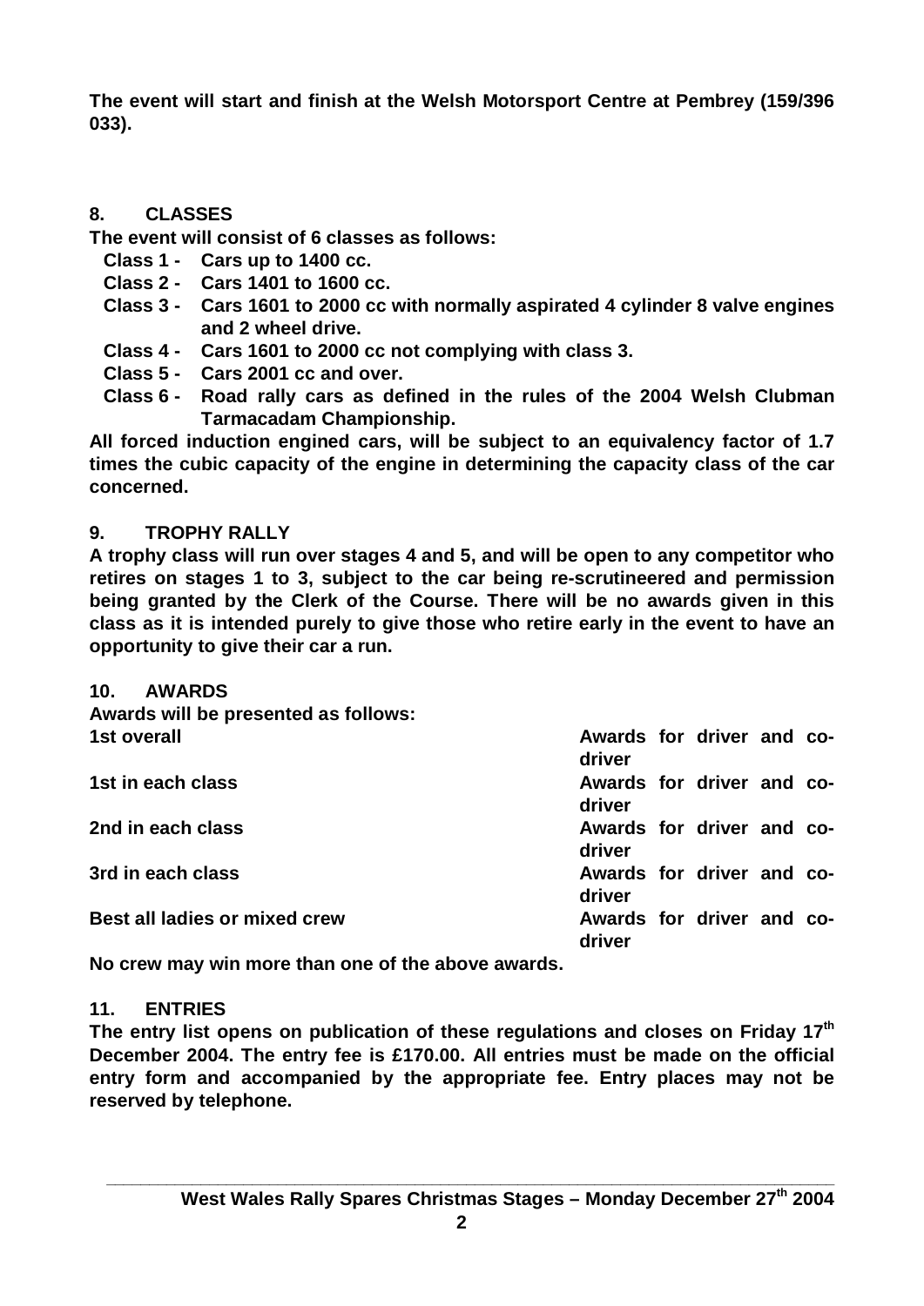**The event will start and finish at the Welsh Motorsport Centre at Pembrey (159/396 033).**

## 8. CLASSES

**The event will consist of 6 classes as follows:**

- **Class 1 - Cars up to 1400 cc.**
- **Class 2 - Cars 1401 to 1600 cc.**
- **Class 3 - Cars 1601 to 2000 cc with normally aspirated 4 cylinder 8 valve engines and 2 wheel drive.**
- **Class 4 - Cars 1601 to 2000 cc not complying with class 3.**
- **Class 5 - Cars 2001 cc and over.**
- **Class 6 - Road rally cars as defined in the rules of the 2004 Welsh Clubman Tarmacadam Championship.**

**All forced induction engined cars, will be subject to an equivalency factor of 1.7 times the cubic capacity of the engine in determining the capacity class of the car concerned.**

## 9. TROPHY RALLY

**A trophy class will run over stages 4 and 5, and will be open to any competitor who retires on stages 1 to 3, subject to the car being re-scrutineered and permission being granted by the Clerk of the Course. There will be no awards given in this class as it is intended purely to give those who retire early in the event to have an opportunity to give their car a run.**

## 10. AWARDS

**Awards will be presented as follows:**

| | |
|---|---|
| **1st overall** | **Awards for driver and co-driver** |
| **1st in each class** | **Awards for driver and co-driver** |
| **2nd in each class** | **Awards for driver and co-driver** |
| **3rd in each class** | **Awards for driver and co-driver** |
| **Best all ladies or mixed crew** | **Awards for driver and co-driver** |

**No crew may win more than one of the above awards.**

## 11. ENTRIES

**The entry list opens on publication of these regulations and closes on Friday 17th December 2004. The entry fee is £170.00. All entries must be made on the official entry form and accompanied by the appropriate fee. Entry places may not be reserved by telephone.**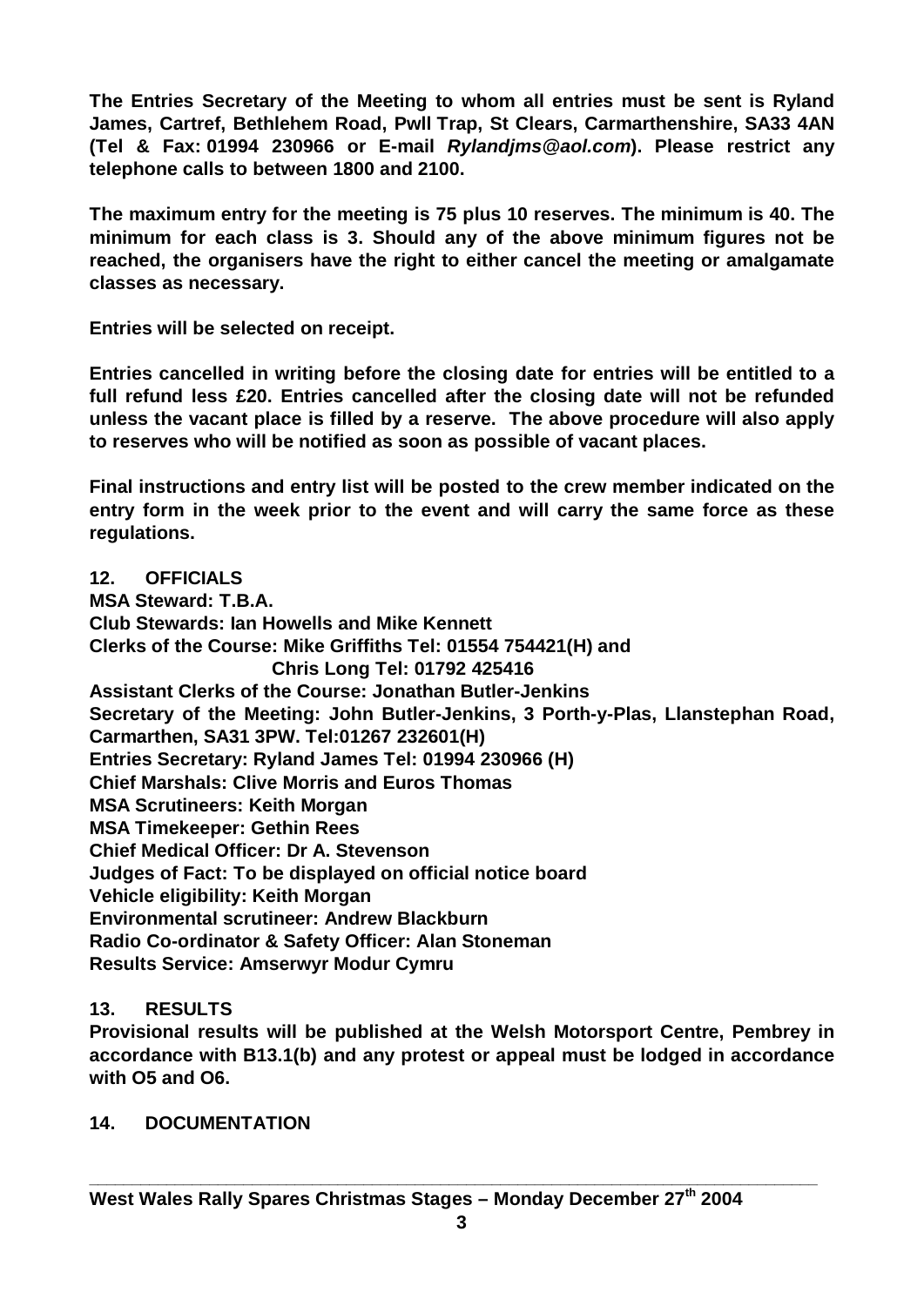**The Entries Secretary of the Meeting to whom all entries must be sent is Ryland James, Cartref, Bethlehem Road, Pwll Trap, St Clears, Carmarthenshire, SA33 4AN (Tel & Fax: 01994 230966 or E-mail *Rylandjms@aol.com*). Please restrict any telephone calls to between 1800 and 2100.**

**The maximum entry for the meeting is 75 plus 10 reserves. The minimum is 40. The minimum for each class is 3. Should any of the above minimum figures not be reached, the organisers have the right to either cancel the meeting or amalgamate classes as necessary.**

**Entries will be selected on receipt.**

**Entries cancelled in writing before the closing date for entries will be entitled to a full refund less £20. Entries cancelled after the closing date will not be refunded unless the vacant place is filled by a reserve. The above procedure will also apply to reserves who will be notified as soon as possible of vacant places.**

**Final instructions and entry list will be posted to the crew member indicated on the entry form in the week prior to the event and will carry the same force as these regulations.**

## 12. OFFICIALS

**MSA Steward: T.B.A.**
**Club Stewards: Ian Howells and Mike Kennett**
**Clerks of the Course: Mike Griffiths Tel: 01554 754421(H) and**
**Chris Long Tel: 01792 425416**
**Assistant Clerks of the Course: Jonathan Butler-Jenkins**
**Secretary of the Meeting: John Butler-Jenkins, 3 Porth-y-Plas, Llanstephan Road, Carmarthen, SA31 3PW. Tel:01267 232601(H)**
**Entries Secretary: Ryland James Tel: 01994 230966 (H)**
**Chief Marshals: Clive Morris and Euros Thomas**
**MSA Scrutineers: Keith Morgan**
**MSA Timekeeper: Gethin Rees**
**Chief Medical Officer: Dr A. Stevenson**
**Judges of Fact: To be displayed on official notice board**
**Vehicle eligibility: Keith Morgan**
**Environmental scrutineer: Andrew Blackburn**
**Radio Co-ordinator & Safety Officer: Alan Stoneman**
**Results Service: Amserwyr Modur Cymru**

## 13. RESULTS

**Provisional results will be published at the Welsh Motorsport Centre, Pembrey in accordance with B13.1(b) and any protest or appeal must be lodged in accordance with O5 and O6.**

## 14. DOCUMENTATION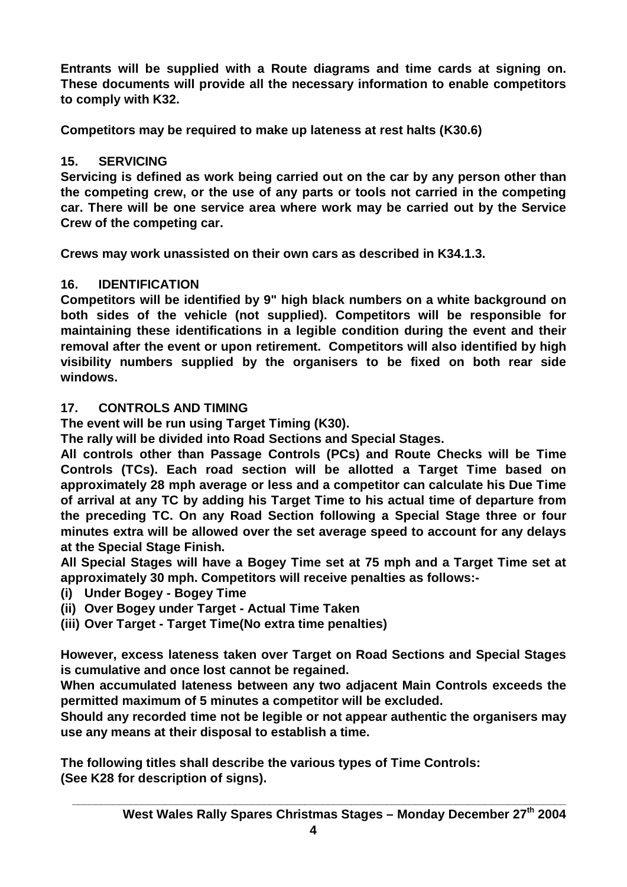**Entrants will be supplied with a Route diagrams and time cards at signing on. These documents will provide all the necessary information to enable competitors to comply with K32.**

**Competitors may be required to make up lateness at rest halts (K30.6)**

## 15. SERVICING

**Servicing is defined as work being carried out on the car by any person other than the competing crew, or the use of any parts or tools not carried in the competing car. There will be one service area where work may be carried out by the Service Crew of the competing car.**

**Crews may work unassisted on their own cars as described in K34.1.3.**

## 16. IDENTIFICATION

**Competitors will be identified by 9" high black numbers on a white background on both sides of the vehicle (not supplied). Competitors will be responsible for maintaining these identifications in a legible condition during the event and their removal after the event or upon retirement. Competitors will also identified by high visibility numbers supplied by the organisers to be fixed on both rear side windows.**

## 17. CONTROLS AND TIMING

**The event will be run using Target Timing (K30).**

**The rally will be divided into Road Sections and Special Stages.**

**All controls other than Passage Controls (PCs) and Route Checks will be Time Controls (TCs). Each road section will be allotted a Target Time based on approximately 28 mph average or less and a competitor can calculate his Due Time of arrival at any TC by adding his Target Time to his actual time of departure from the preceding TC. On any Road Section following a Special Stage three or four minutes extra will be allowed over the set average speed to account for any delays at the Special Stage Finish.**

**All Special Stages will have a Bogey Time set at 75 mph and a Target Time set at approximately 30 mph. Competitors will receive penalties as follows:-**

**(i) Under Bogey - Bogey Time**
**(ii) Over Bogey under Target - Actual Time Taken**
**(iii) Over Target - Target Time(No extra time penalties)**

**However, excess lateness taken over Target on Road Sections and Special Stages is cumulative and once lost cannot be regained.**

**When accumulated lateness between any two adjacent Main Controls exceeds the permitted maximum of 5 minutes a competitor will be excluded.**

**Should any recorded time not be legible or not appear authentic the organisers may use any means at their disposal to establish a time.**

**The following titles shall describe the various types of Time Controls:**
**(See K28 for description of signs).**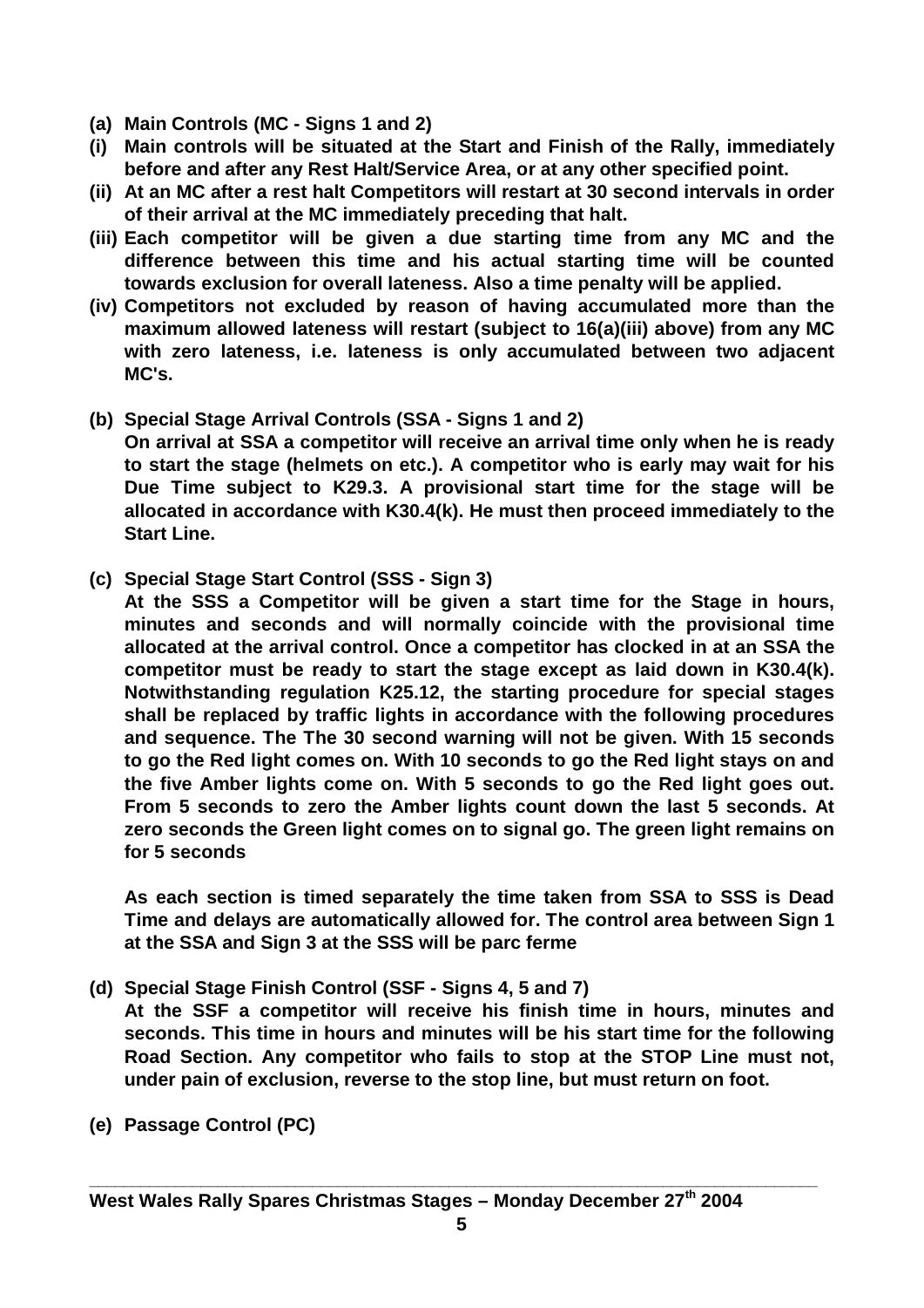**(a) Main Controls (MC - Signs 1 and 2)**

**(i) Main controls will be situated at the Start and Finish of the Rally, immediately before and after any Rest Halt/Service Area, or at any other specified point.**

**(ii) At an MC after a rest halt Competitors will restart at 30 second intervals in order of their arrival at the MC immediately preceding that halt.**

**(iii) Each competitor will be given a due starting time from any MC and the difference between this time and his actual starting time will be counted towards exclusion for overall lateness. Also a time penalty will be applied.**

**(iv) Competitors not excluded by reason of having accumulated more than the maximum allowed lateness will restart (subject to 16(a)(iii) above) from any MC with zero lateness, i.e. lateness is only accumulated between two adjacent MC's.**

**(b) Special Stage Arrival Controls (SSA - Signs 1 and 2)**

**On arrival at SSA a competitor will receive an arrival time only when he is ready to start the stage (helmets on etc.). A competitor who is early may wait for his Due Time subject to K29.3. A provisional start time for the stage will be allocated in accordance with K30.4(k). He must then proceed immediately to the Start Line.**

**(c) Special Stage Start Control (SSS - Sign 3)**

**At the SSS a Competitor will be given a start time for the Stage in hours, minutes and seconds and will normally coincide with the provisional time allocated at the arrival control. Once a competitor has clocked in at an SSA the competitor must be ready to start the stage except as laid down in K30.4(k). Notwithstanding regulation K25.12, the starting procedure for special stages shall be replaced by traffic lights in accordance with the following procedures and sequence. The The 30 second warning will not be given. With 15 seconds to go the Red light comes on. With 10 seconds to go the Red light stays on and the five Amber lights come on. With 5 seconds to go the Red light goes out. From 5 seconds to zero the Amber lights count down the last 5 seconds. At zero seconds the Green light comes on to signal go. The green light remains on for 5 seconds**

**As each section is timed separately the time taken from SSA to SSS is Dead Time and delays are automatically allowed for. The control area between Sign 1 at the SSA and Sign 3 at the SSS will be parc ferme**

**(d) Special Stage Finish Control (SSF - Signs 4, 5 and 7)**

**At the SSF a competitor will receive his finish time in hours, minutes and seconds. This time in hours and minutes will be his start time for the following Road Section. Any competitor who fails to stop at the STOP Line must not, under pain of exclusion, reverse to the stop line, but must return on foot.**

**(e) Passage Control (PC)**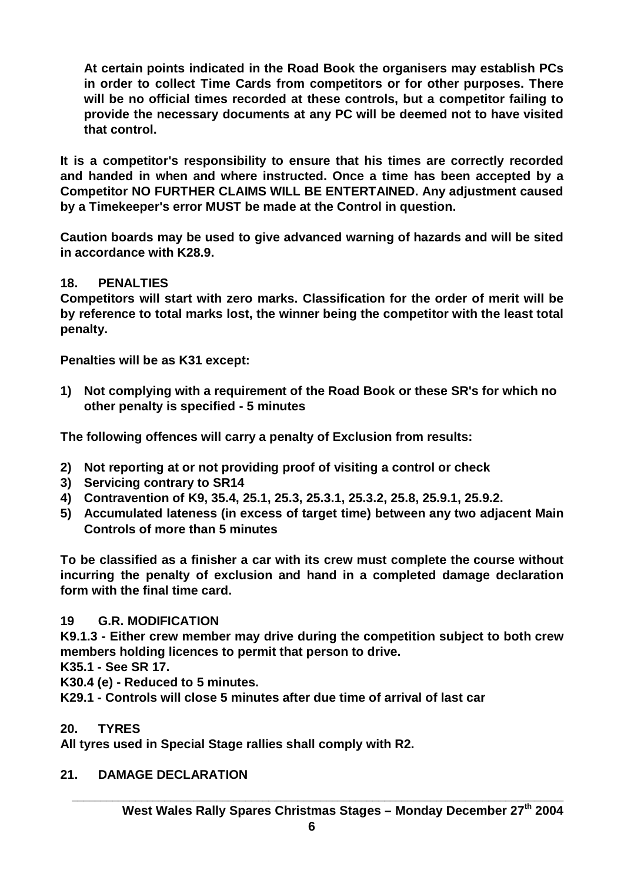**At certain points indicated in the Road Book the organisers may establish PCs in order to collect Time Cards from competitors or for other purposes. There will be no official times recorded at these controls, but a competitor failing to provide the necessary documents at any PC will be deemed not to have visited that control.**

**It is a competitor's responsibility to ensure that his times are correctly recorded and handed in when and where instructed. Once a time has been accepted by a Competitor NO FURTHER CLAIMS WILL BE ENTERTAINED. Any adjustment caused by a Timekeeper's error MUST be made at the Control in question.**

**Caution boards may be used to give advanced warning of hazards and will be sited in accordance with K28.9.**

## 18. PENALTIES

**Competitors will start with zero marks. Classification for the order of merit will be by reference to total marks lost, the winner being the competitor with the least total penalty.**

**Penalties will be as K31 except:**

1) **Not complying with a requirement of the Road Book or these SR's for which no other penalty is specified - 5 minutes**

**The following offences will carry a penalty of Exclusion from results:**

2) **Not reporting at or not providing proof of visiting a control or check**
3) **Servicing contrary to SR14**
4) **Contravention of K9, 35.4, 25.1, 25.3, 25.3.1, 25.3.2, 25.8, 25.9.1, 25.9.2.**
5) **Accumulated lateness (in excess of target time) between any two adjacent Main Controls of more than 5 minutes**

**To be classified as a finisher a car with its crew must complete the course without incurring the penalty of exclusion and hand in a completed damage declaration form with the final time card.**

## 19 G.R. MODIFICATION

**K9.1.3 - Either crew member may drive during the competition subject to both crew members holding licences to permit that person to drive.**

**K35.1 - See SR 17.**

**K30.4 (e) - Reduced to 5 minutes.**

**K29.1 - Controls will close 5 minutes after due time of arrival of last car**

## 20. TYRES

**All tyres used in Special Stage rallies shall comply with R2.**

## 21. DAMAGE DECLARATION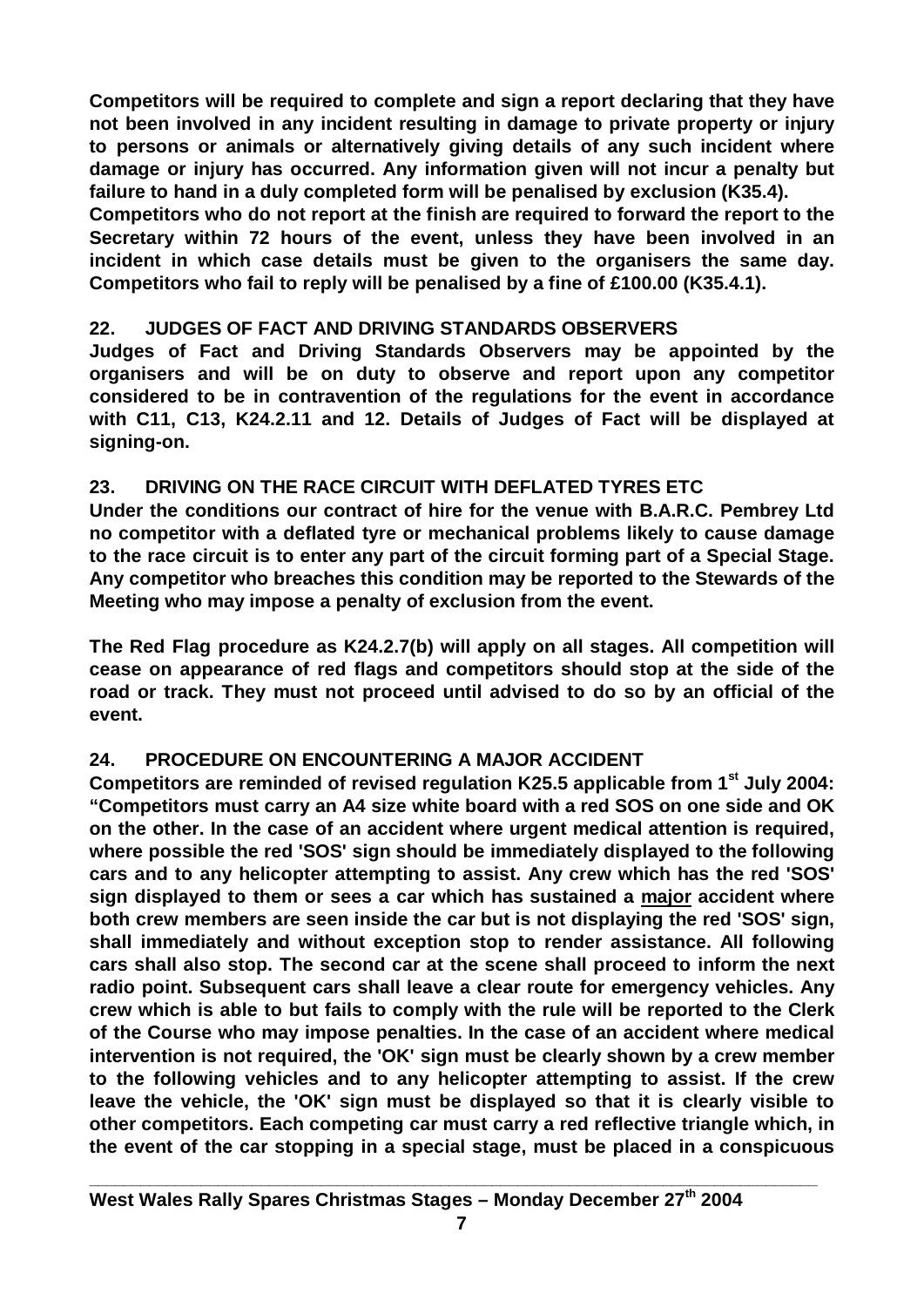**Competitors will be required to complete and sign a report declaring that they have not been involved in any incident resulting in damage to private property or injury to persons or animals or alternatively giving details of any such incident where damage or injury has occurred. Any information given will not incur a penalty but failure to hand in a duly completed form will be penalised by exclusion (K35.4).**

**Competitors who do not report at the finish are required to forward the report to the Secretary within 72 hours of the event, unless they have been involved in an incident in which case details must be given to the organisers the same day. Competitors who fail to reply will be penalised by a fine of £100.00 (K35.4.1).**

## 22. JUDGES OF FACT AND DRIVING STANDARDS OBSERVERS

**Judges of Fact and Driving Standards Observers may be appointed by the organisers and will be on duty to observe and report upon any competitor considered to be in contravention of the regulations for the event in accordance with C11, C13, K24.2.11 and 12. Details of Judges of Fact will be displayed at signing-on.**

## 23. DRIVING ON THE RACE CIRCUIT WITH DEFLATED TYRES ETC

**Under the conditions our contract of hire for the venue with B.A.R.C. Pembrey Ltd no competitor with a deflated tyre or mechanical problems likely to cause damage to the race circuit is to enter any part of the circuit forming part of a Special Stage. Any competitor who breaches this condition may be reported to the Stewards of the Meeting who may impose a penalty of exclusion from the event.**

**The Red Flag procedure as K24.2.7(b) will apply on all stages. All competition will cease on appearance of red flags and competitors should stop at the side of the road or track. They must not proceed until advised to do so by an official of the event.**

## 24. PROCEDURE ON ENCOUNTERING A MAJOR ACCIDENT

**Competitors are reminded of revised regulation K25.5 applicable from 1st July 2004: "Competitors must carry an A4 size white board with a red SOS on one side and OK on the other. In the case of an accident where urgent medical attention is required, where possible the red 'SOS' sign should be immediately displayed to the following cars and to any helicopter attempting to assist. Any crew which has the red 'SOS' sign displayed to them or sees a car which has sustained a major accident where both crew members are seen inside the car but is not displaying the red 'SOS' sign, shall immediately and without exception stop to render assistance. All following cars shall also stop. The second car at the scene shall proceed to inform the next radio point. Subsequent cars shall leave a clear route for emergency vehicles. Any crew which is able to but fails to comply with the rule will be reported to the Clerk of the Course who may impose penalties. In the case of an accident where medical intervention is not required, the 'OK' sign must be clearly shown by a crew member to the following vehicles and to any helicopter attempting to assist. If the crew leave the vehicle, the 'OK' sign must be displayed so that it is clearly visible to other competitors. Each competing car must carry a red reflective triangle which, in the event of the car stopping in a special stage, must be placed in a conspicuous**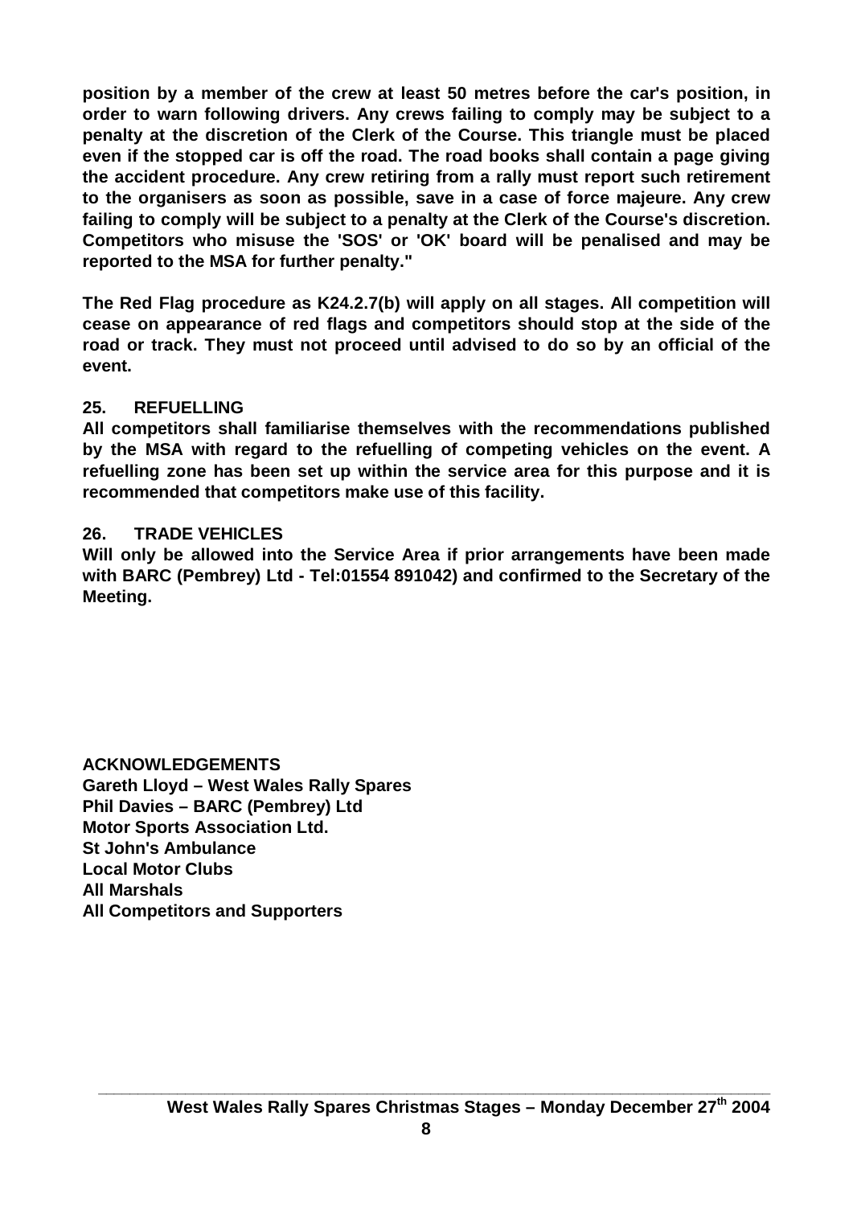**position by a member of the crew at least 50 metres before the car's position, in order to warn following drivers. Any crews failing to comply may be subject to a penalty at the discretion of the Clerk of the Course. This triangle must be placed even if the stopped car is off the road. The road books shall contain a page giving the accident procedure. Any crew retiring from a rally must report such retirement to the organisers as soon as possible, save in a case of force majeure. Any crew failing to comply will be subject to a penalty at the Clerk of the Course's discretion. Competitors who misuse the 'SOS' or 'OK' board will be penalised and may be reported to the MSA for further penalty."**

**The Red Flag procedure as K24.2.7(b) will apply on all stages. All competition will cease on appearance of red flags and competitors should stop at the side of the road or track. They must not proceed until advised to do so by an official of the event.**

## 25. REFUELLING

**All competitors shall familiarise themselves with the recommendations published by the MSA with regard to the refuelling of competing vehicles on the event. A refuelling zone has been set up within the service area for this purpose and it is recommended that competitors make use of this facility.**

## 26. TRADE VEHICLES

**Will only be allowed into the Service Area if prior arrangements have been made with BARC (Pembrey) Ltd - Tel:01554 891042) and confirmed to the Secretary of the Meeting.**

## ACKNOWLEDGEMENTS

**Gareth Lloyd – West Wales Rally Spares**
**Phil Davies – BARC (Pembrey) Ltd**
**Motor Sports Association Ltd.**
**St John's Ambulance**
**Local Motor Clubs**
**All Marshals**
**All Competitors and Supporters**